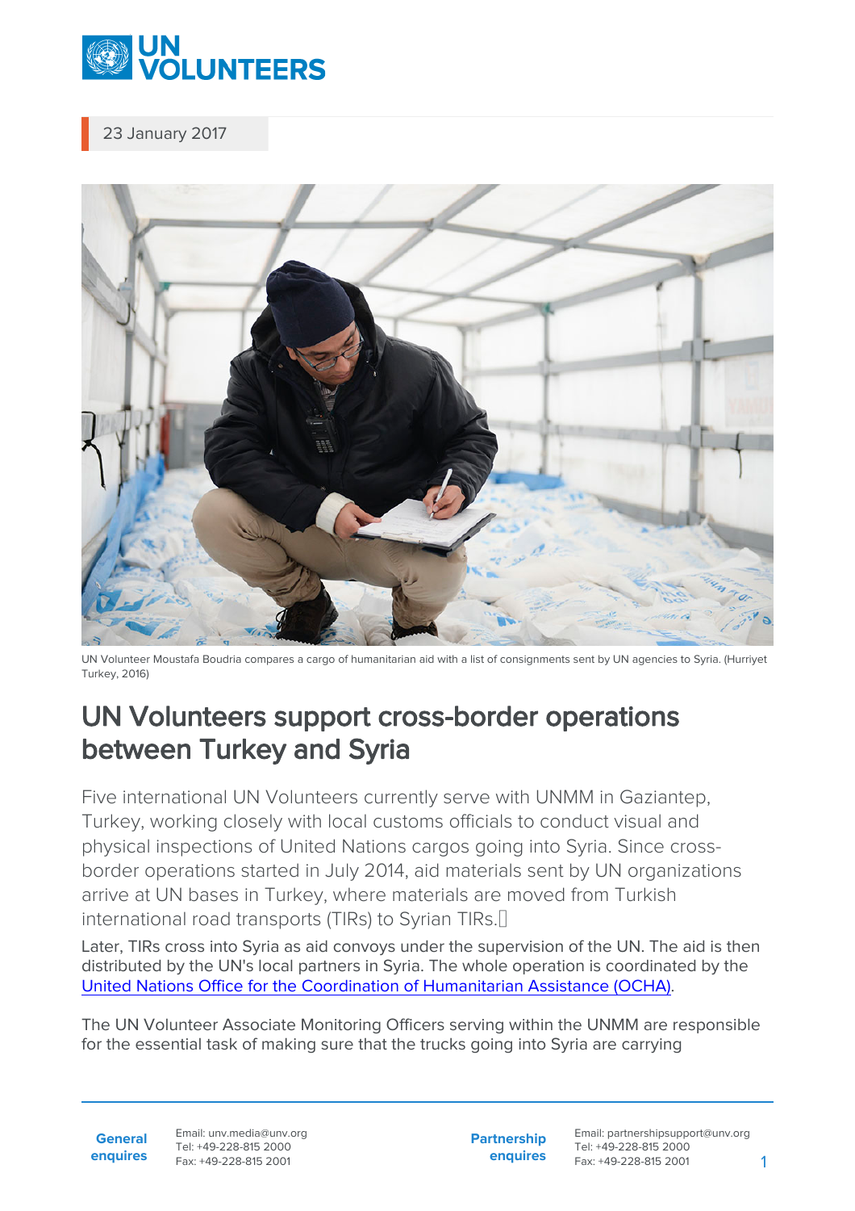23 January 2017

UN Volunteer Moustafa Boudria compares a cargo of humanitarian aid with a list of consignments sent by UN agencies to Syria. (Hurriyet Turkey, 2016)

# UN Volunteers support cross-border operations between Turkey and Syria

Five international UN Volunteers currently serve with UNMM in Gaziantep, Turkey, working closely with local customs officials to conduct visual and physical inspections of United Nations cargos going into Syria. Since cross-border operations started in July 2014, aid materials sent by UN organizations arrive at UN bases in Turkey, where materials are moved from Turkish international road transports (TIRs) to Syrian TIRs.

Later, TIRs cross into Syria as aid convoys under the supervision of the UN. The aid is then distributed by the UN's local partners in Syria. The whole operation is coordinated by the [United Nations Office for the Coordination of Humanitarian Assistance (OCHA)](#).

The UN Volunteer Associate Monitoring Officers serving within the UNMM are responsible for the essential task of making sure that the trucks going into Syria are carrying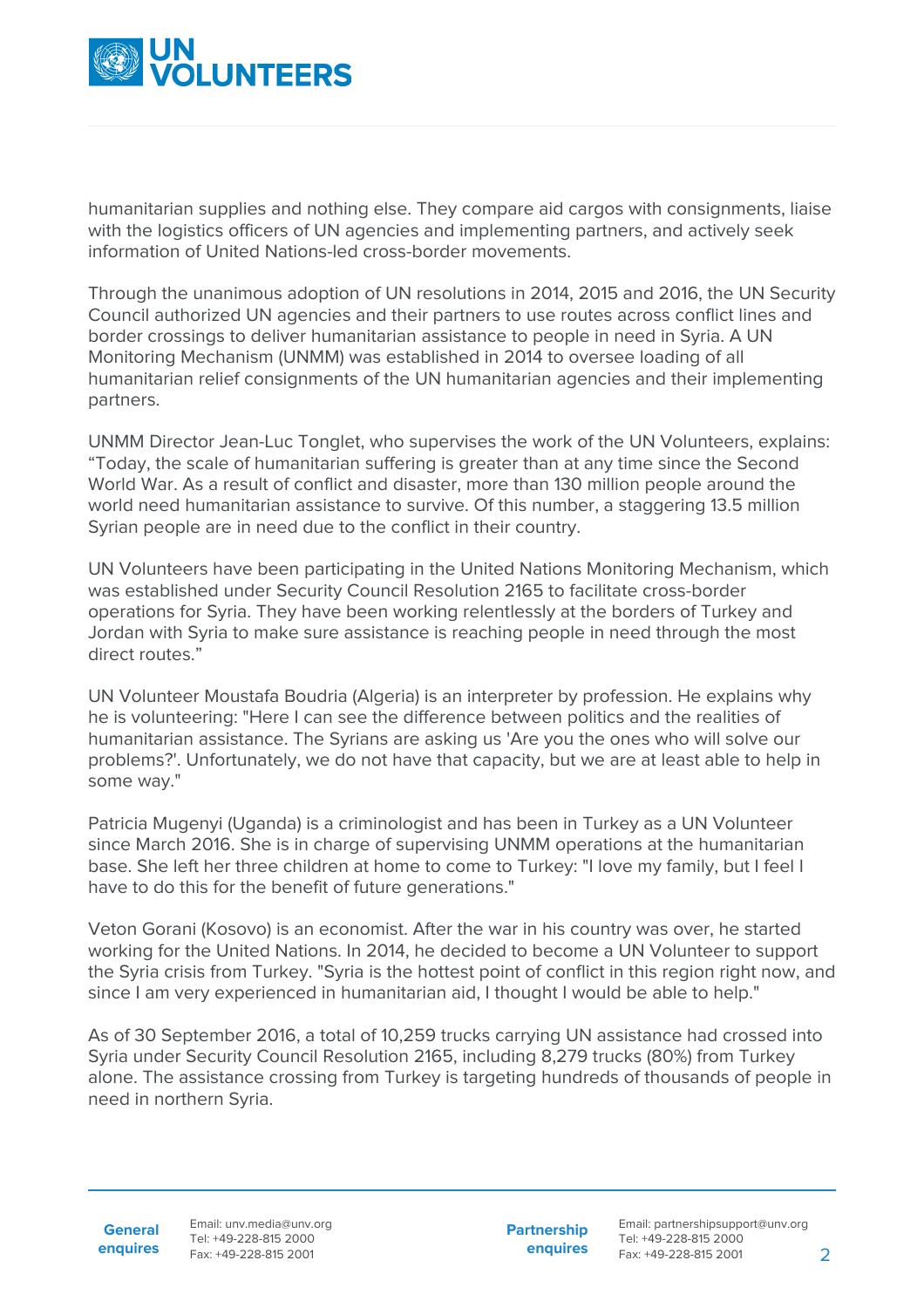humanitarian supplies and nothing else. They compare aid cargos with consignments, liaise with the logistics officers of UN agencies and implementing partners, and actively seek information of United Nations-led cross-border movements.

Through the unanimous adoption of UN resolutions in 2014, 2015 and 2016, the UN Security Council authorized UN agencies and their partners to use routes across conflict lines and border crossings to deliver humanitarian assistance to people in need in Syria. A UN Monitoring Mechanism (UNMM) was established in 2014 to oversee loading of all humanitarian relief consignments of the UN humanitarian agencies and their implementing partners.

UNMM Director Jean-Luc Tonglet, who supervises the work of the UN Volunteers, explains: "Today, the scale of humanitarian suffering is greater than at any time since the Second World War. As a result of conflict and disaster, more than 130 million people around the world need humanitarian assistance to survive. Of this number, a staggering 13.5 million Syrian people are in need due to the conflict in their country.

UN Volunteers have been participating in the United Nations Monitoring Mechanism, which was established under Security Council Resolution 2165 to facilitate cross-border operations for Syria. They have been working relentlessly at the borders of Turkey and Jordan with Syria to make sure assistance is reaching people in need through the most direct routes."

UN Volunteer Moustafa Boudria (Algeria) is an interpreter by profession. He explains why he is volunteering: "Here I can see the difference between politics and the realities of humanitarian assistance. The Syrians are asking us 'Are you the ones who will solve our problems?'. Unfortunately, we do not have that capacity, but we are at least able to help in some way."

Patricia Mugenyi (Uganda) is a criminologist and has been in Turkey as a UN Volunteer since March 2016. She is in charge of supervising UNMM operations at the humanitarian base. She left her three children at home to come to Turkey: "I love my family, but I feel I have to do this for the benefit of future generations."

Veton Gorani (Kosovo) is an economist. After the war in his country was over, he started working for the United Nations. In 2014, he decided to become a UN Volunteer to support the Syria crisis from Turkey. "Syria is the hottest point of conflict in this region right now, and since I am very experienced in humanitarian aid, I thought I would be able to help."

As of 30 September 2016, a total of 10,259 trucks carrying UN assistance had crossed into Syria under Security Council Resolution 2165, including 8,279 trucks (80%) from Turkey alone. The assistance crossing from Turkey is targeting hundreds of thousands of people in need in northern Syria.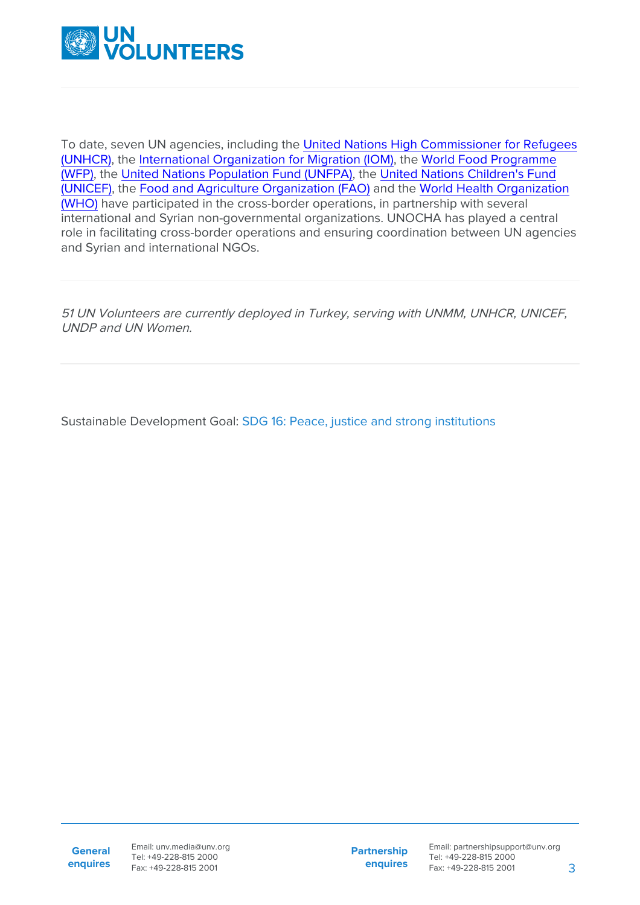To date, seven UN agencies, including the United Nations High Commissioner for Refugees (UNHCR), the International Organization for Migration (IOM), the World Food Programme (WFP), the United Nations Population Fund (UNFPA), the United Nations Children's Fund (UNICEF), the Food and Agriculture Organization (FAO) and the World Health Organization (WHO) have participated in the cross-border operations, in partnership with several international and Syrian non-governmental organizations. UNOCHA has played a central role in facilitating cross-border operations and ensuring coordination between UN agencies and Syrian and international NGOs.

---

*51 UN Volunteers are currently deployed in Turkey, serving with UNMM, UNHCR, UNICEF, UNDP and UN Women.*

---

Sustainable Development Goal: SDG 16: Peace, justice and strong institutions